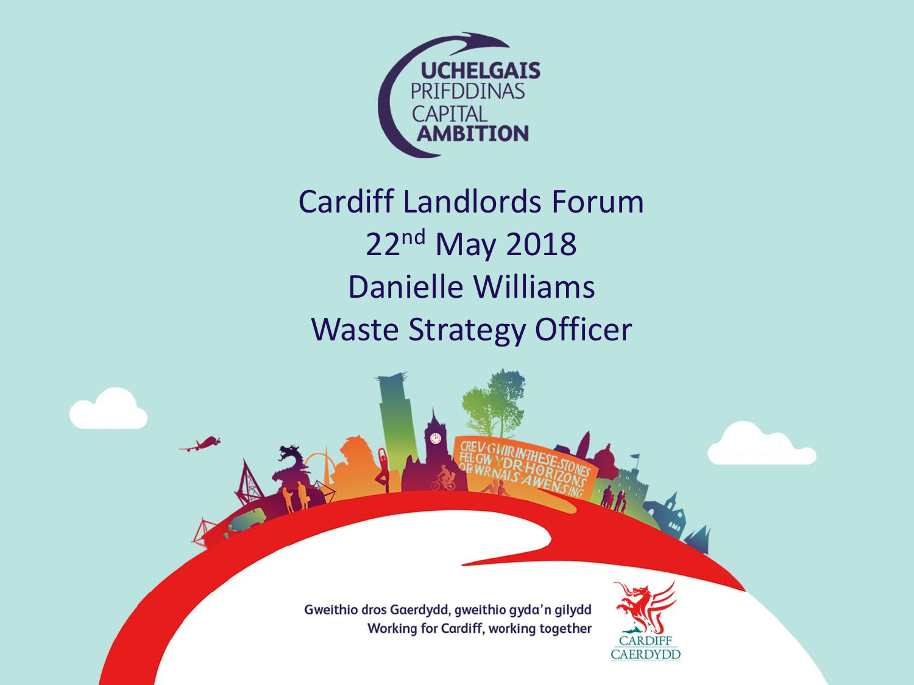UCHELGAIS PRIFDDINAS

CAPITAL AMBITION

# Cardiff Landlords Forum

22nd May 2018

Danielle Williams

Waste Strategy Officer

Gweithio dros Gaerdydd, gweithio gyda'n gilydd

Working for Cardiff, working together

CARDIFF CAERDYDD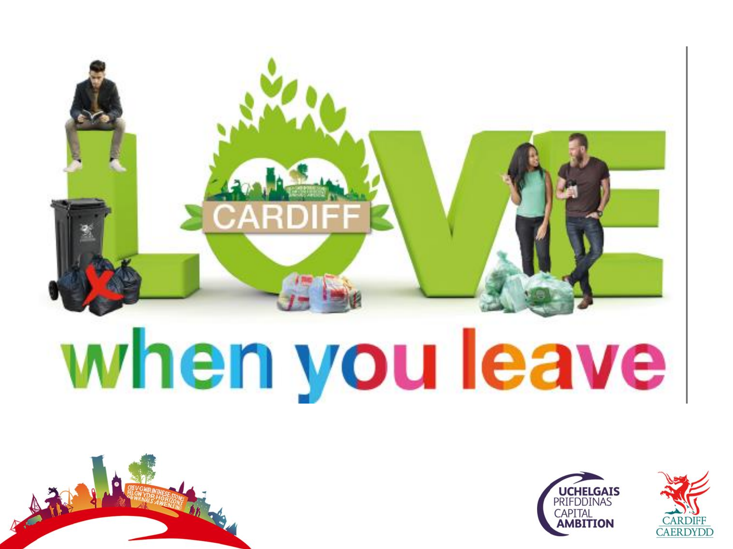# LOVE CARDIFF when you leave

UCHELGAIS PRIFDDINAS CAPITAL AMBITION

CARDIFF CAERDYDD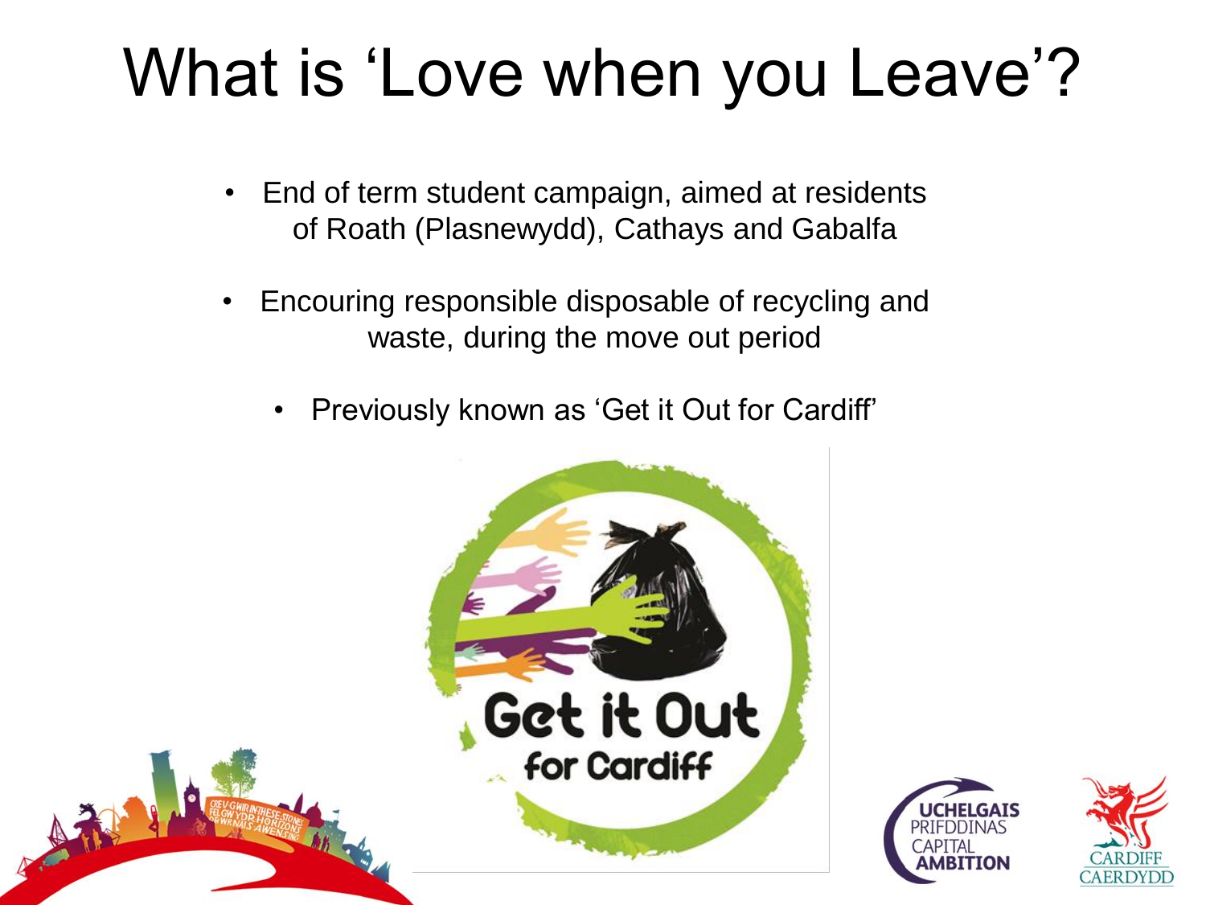# What is 'Love when you Leave'?

- End of term student campaign, aimed at residents of Roath (Plasnewydd), Cathays and Gabalfa
- Encouring responsible disposable of recycling and waste, during the move out period
- Previously known as 'Get it Out for Cardiff'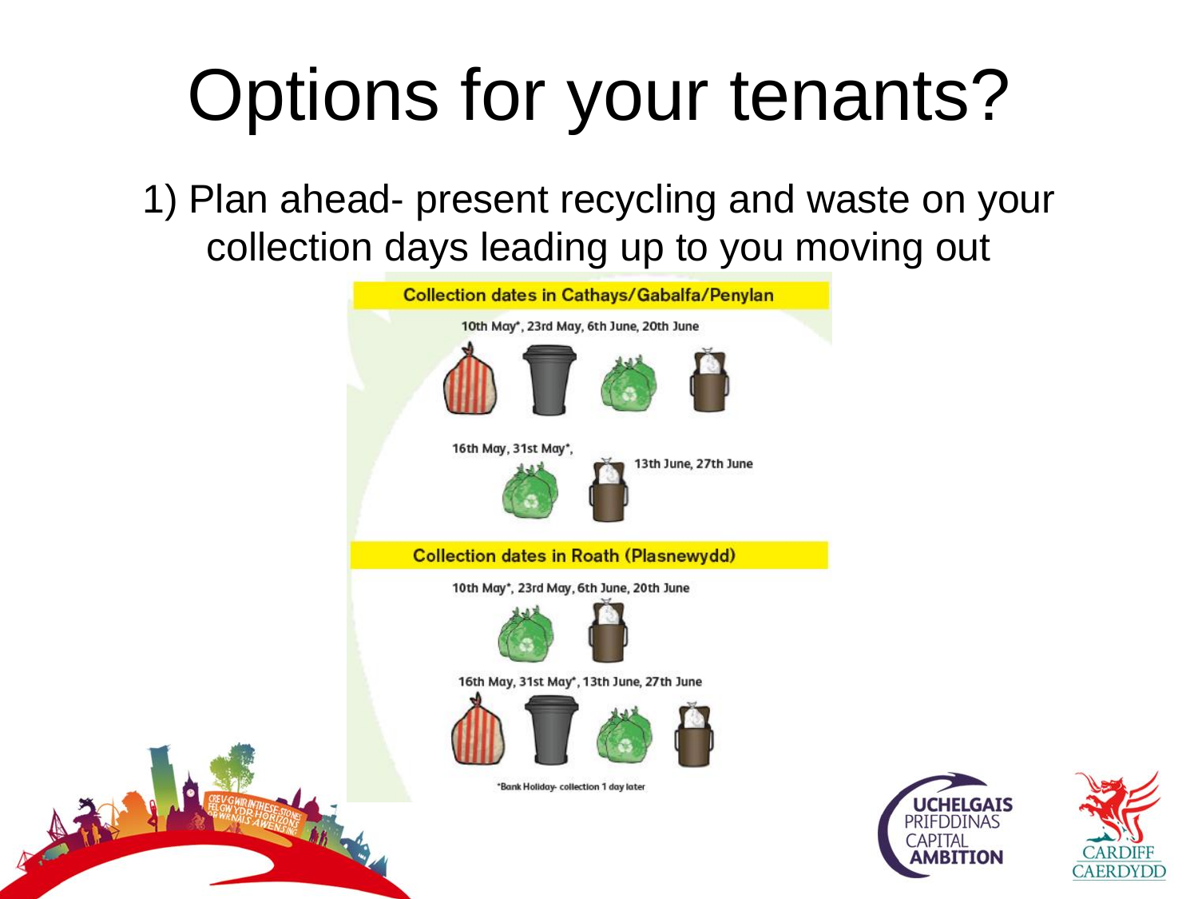# Options for your tenants?

1) Plan ahead- present recycling and waste on your collection days leading up to you moving out

**Collection dates in Cathays/Gabalfa/Penylan**

10th May*, 23rd May, 6th June, 20th June

16th May, 31st May*,

13th June, 27th June

**Collection dates in Roath (Plasnewydd)**

10th May*, 23rd May, 6th June, 20th June

16th May, 31st May*, 13th June, 27th June

*Bank Holiday- collection 1 day later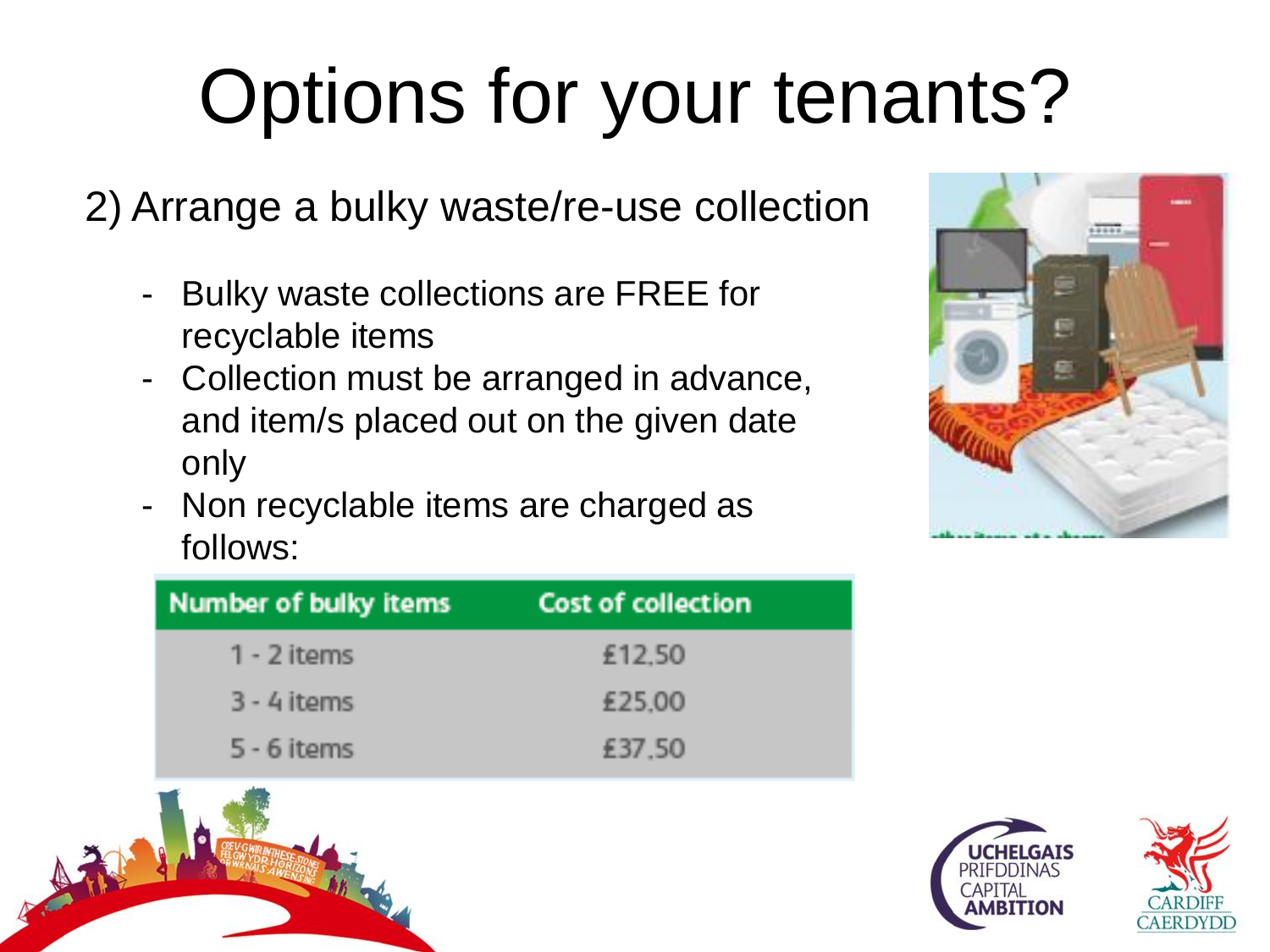# Options for your tenants?

2) Arrange a bulky waste/re-use collection

- Bulky waste collections are FREE for recyclable items
- Collection must be arranged in advance, and item/s placed out on the given date only
- Non recyclable items are charged as follows:

| Number of bulky items | Cost of collection |
| --- | --- |
| 1 - 2 items | £12.50 |
| 3 - 4 items | £25.00 |
| 5 - 6 items | £37.50 |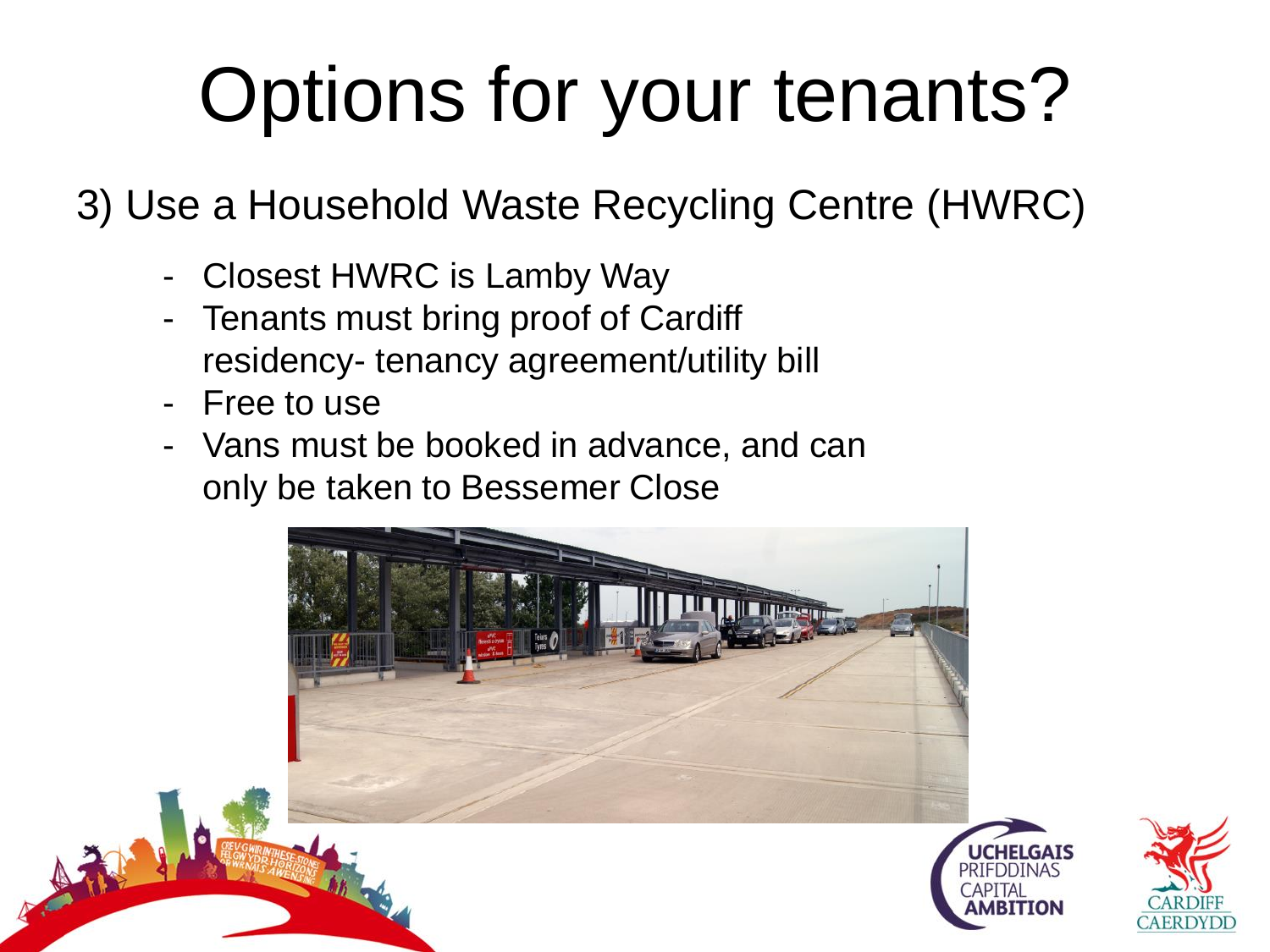# Options for your tenants?

3) Use a Household Waste Recycling Centre (HWRC)

- Closest HWRC is Lamby Way
- Tenants must bring proof of Cardiff residency- tenancy agreement/utility bill
- Free to use
- Vans must be booked in advance, and can only be taken to Bessemer Close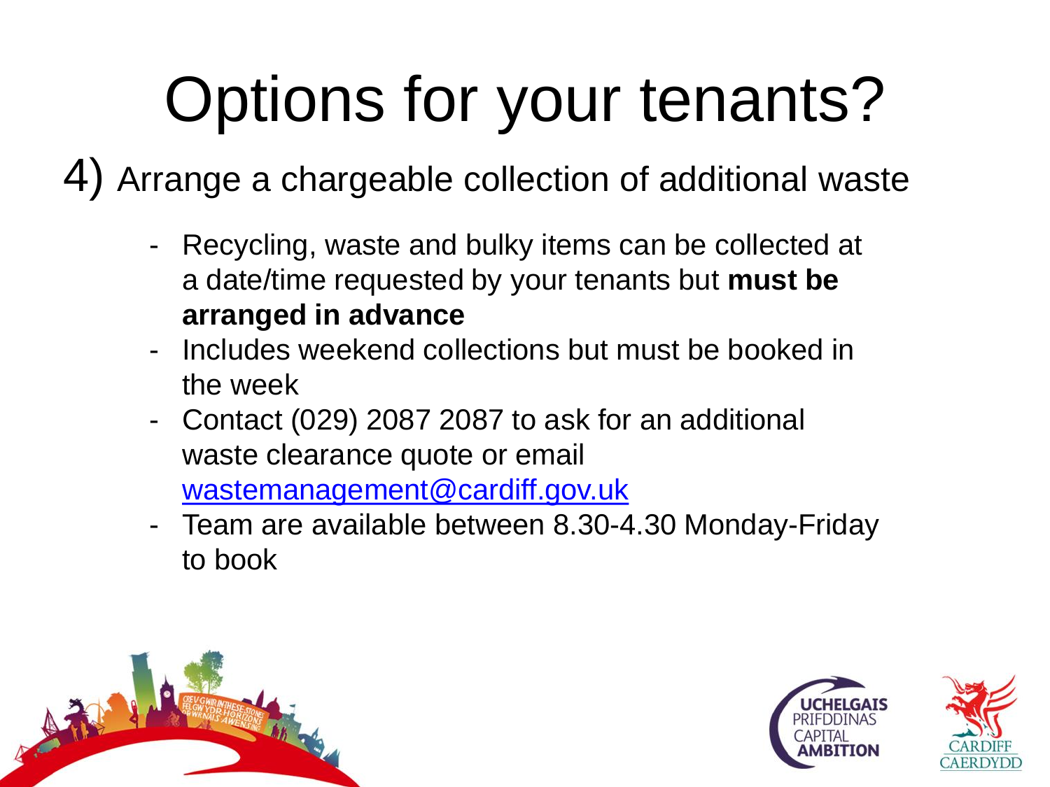# Options for your tenants?

4) Arrange a chargeable collection of additional waste

- Recycling, waste and bulky items can be collected at a date/time requested by your tenants but **must be arranged in advance**
- Includes weekend collections but must be booked in the week
- Contact (029) 2087 2087 to ask for an additional waste clearance quote or email wastemanagement@cardiff.gov.uk
- Team are available between 8.30-4.30 Monday-Friday to book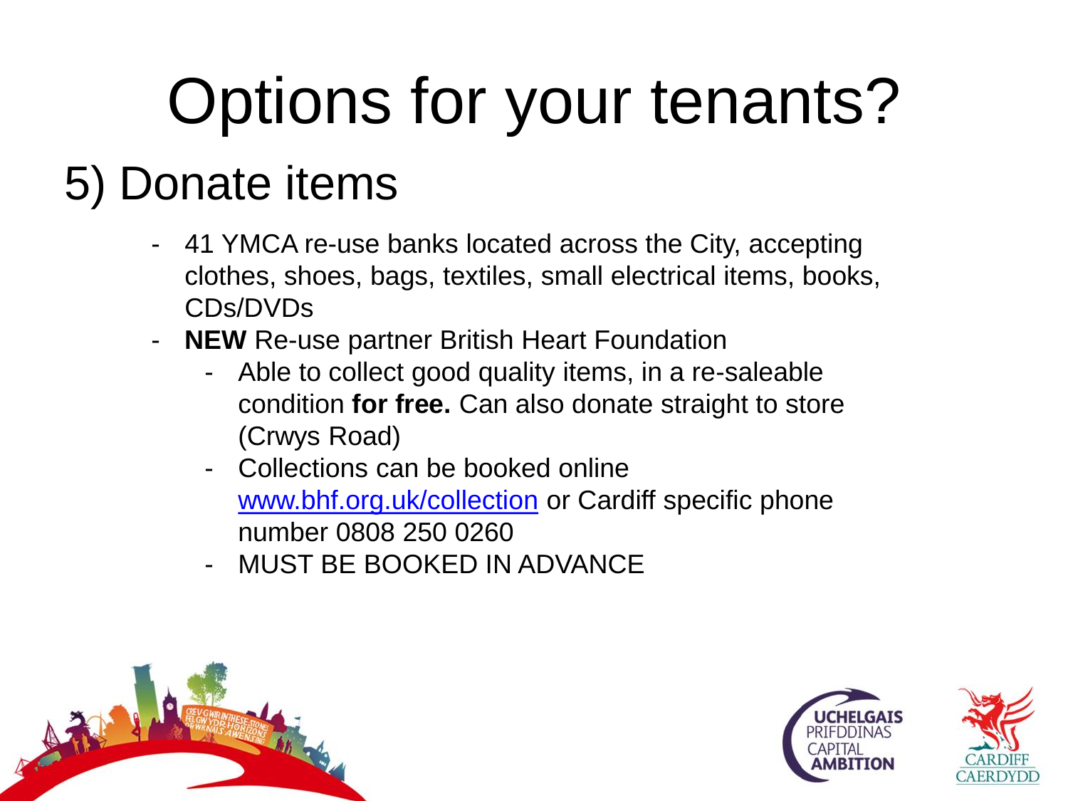# Options for your tenants?

## 5) Donate items

- 41 YMCA re-use banks located across the City, accepting clothes, shoes, bags, textiles, small electrical items, books, CDs/DVDs
- **NEW** Re-use partner British Heart Foundation
  - Able to collect good quality items, in a re-saleable condition **for free.** Can also donate straight to store (Crwys Road)
  - Collections can be booked online [www.bhf.org.uk/collection](www.bhf.org.uk/collection) or Cardiff specific phone number 0808 250 0260
  - MUST BE BOOKED IN ADVANCE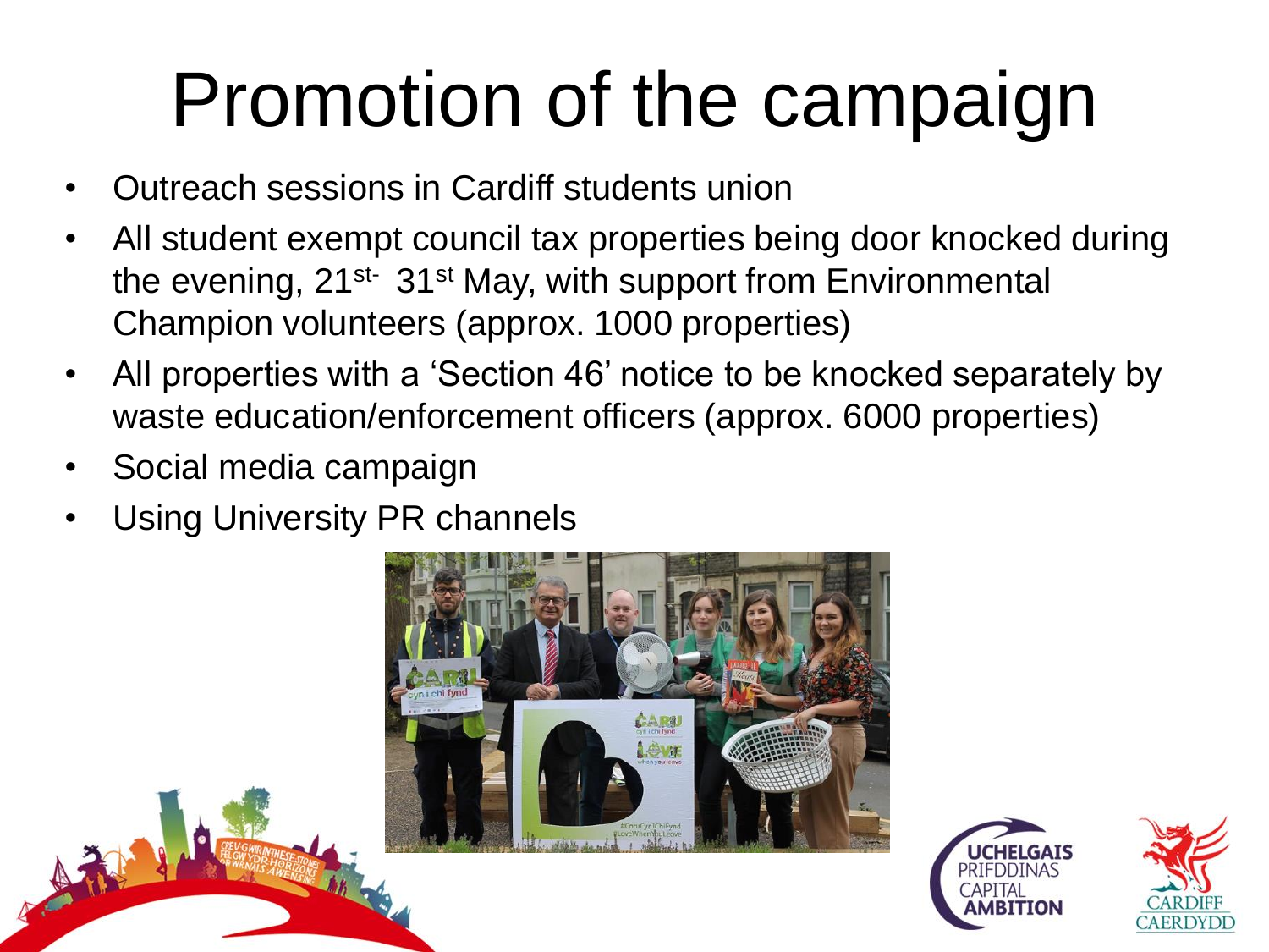# Promotion of the campaign

- Outreach sessions in Cardiff students union
- All student exempt council tax properties being door knocked during the evening, 21st- 31st May, with support from Environmental Champion volunteers (approx. 1000 properties)
- All properties with a 'Section 46' notice to be knocked separately by waste education/enforcement officers (approx. 6000 properties)
- Social media campaign
- Using University PR channels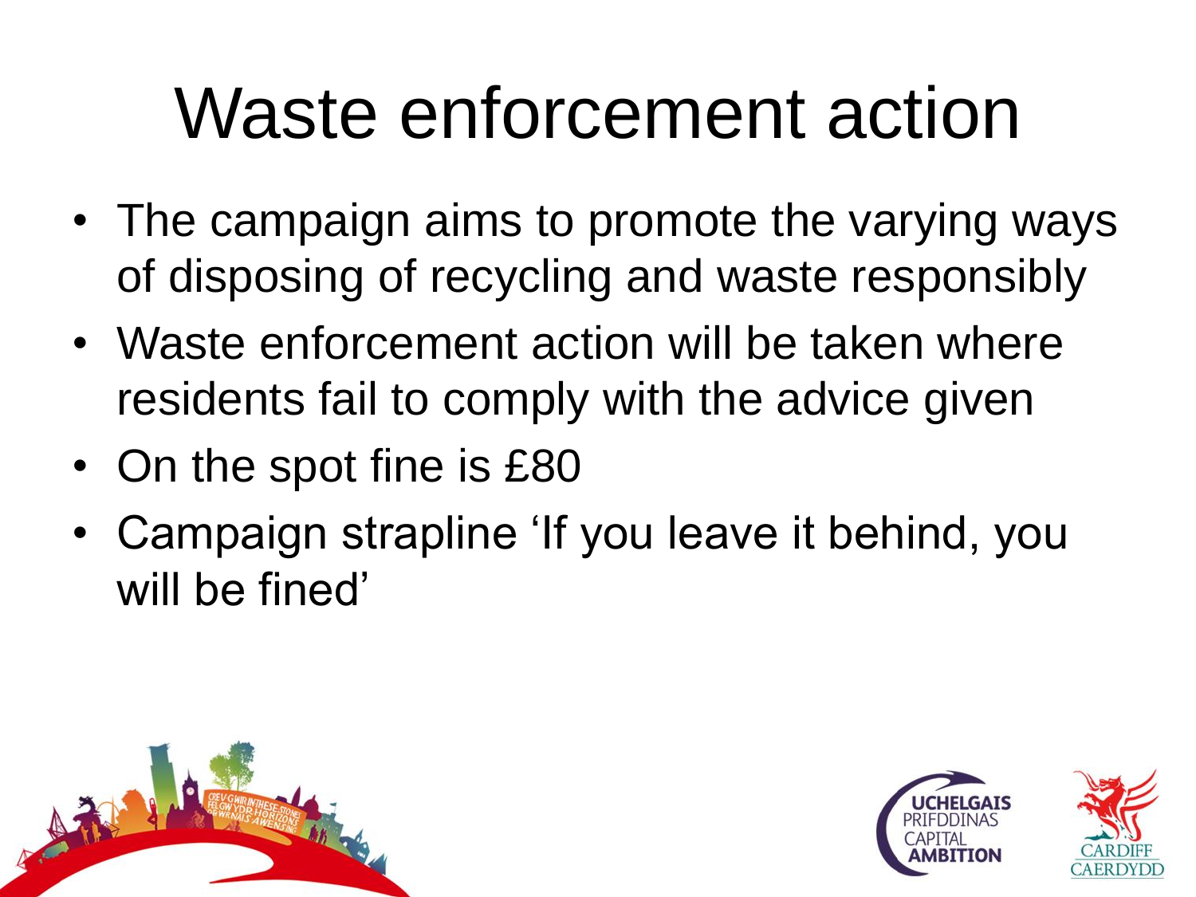# Waste enforcement action

- The campaign aims to promote the varying ways of disposing of recycling and waste responsibly
- Waste enforcement action will be taken where residents fail to comply with the advice given
- On the spot fine is £80
- Campaign strapline ‘If you leave it behind, you will be fined’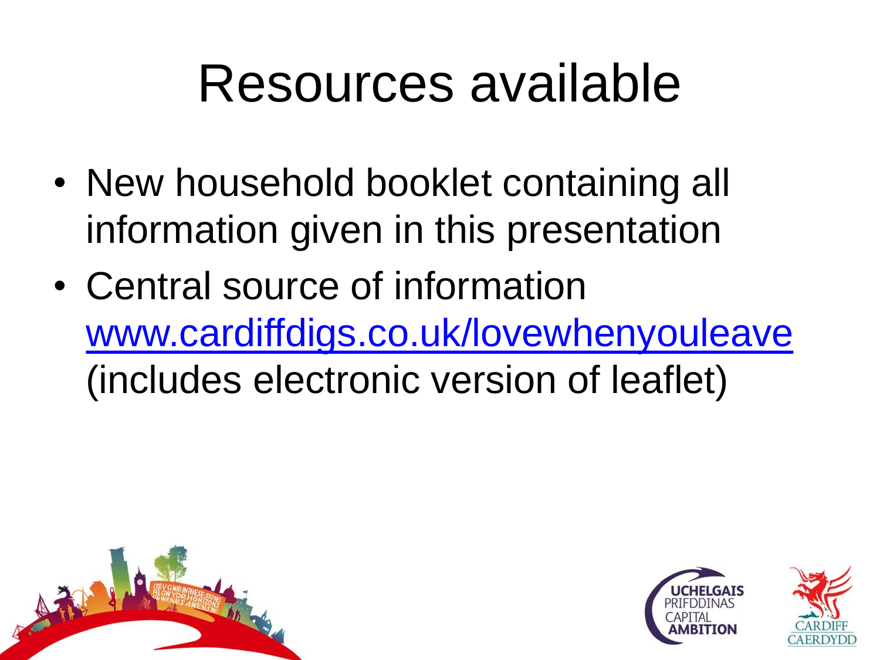# Resources available

- New household booklet containing all information given in this presentation
- Central source of information [www.cardiffdigs.co.uk/lovewhenyouleave](http://www.cardiffdigs.co.uk/lovewhenyouleave) (includes electronic version of leaflet)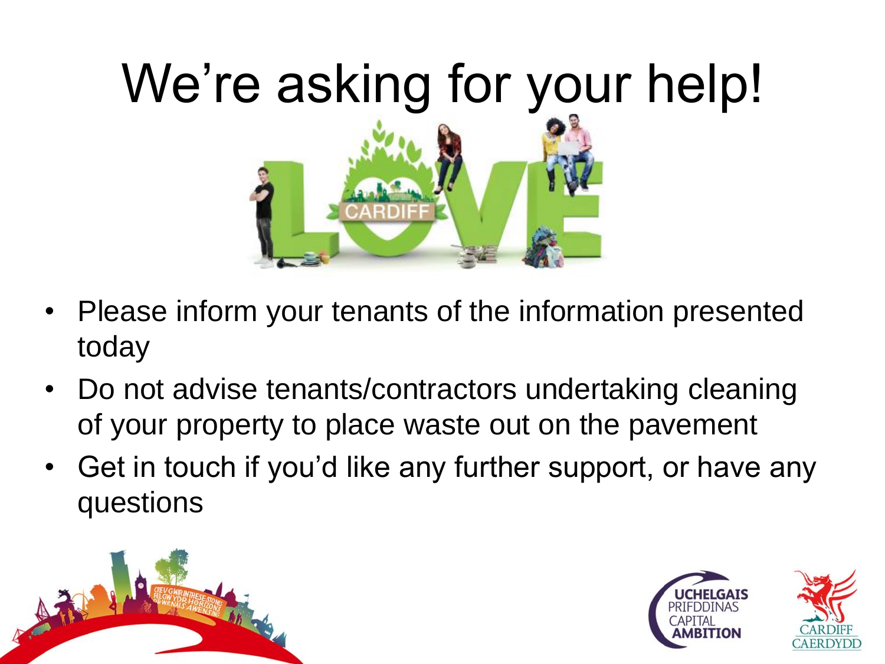# We're asking for your help!

- Please inform your tenants of the information presented today
- Do not advise tenants/contractors undertaking cleaning of your property to place waste out on the pavement
- Get in touch if you'd like any further support, or have any questions